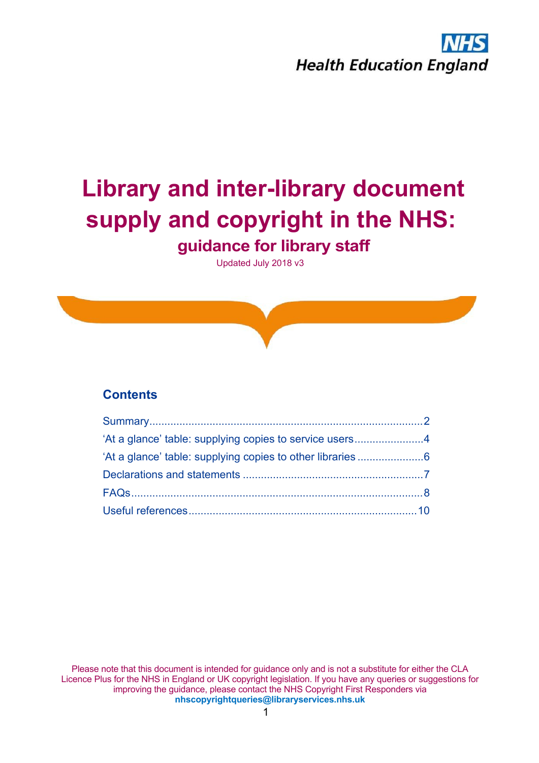NHS
Health Education England

# Library and inter-library document supply and copyright in the NHS:

## guidance for library staff

Updated July 2018 v3

### Contents

- Summary ........................................................................................ 2
- 'At a glance' table: supplying copies to service users ....................... 4
- 'At a glance' table: supplying copies to other libraries ..................... 6
- Declarations and statements ............................................................ 7
- FAQs ............................................................................................... 8
- Useful references ........................................................................... 10

Please note that this document is intended for guidance only and is not a substitute for either the CLA Licence Plus for the NHS in England or UK copyright legislation. If you have any queries or suggestions for improving the guidance, please contact the NHS Copyright First Responders via **nhscopyrightqueries@libraryservices.nhs.uk**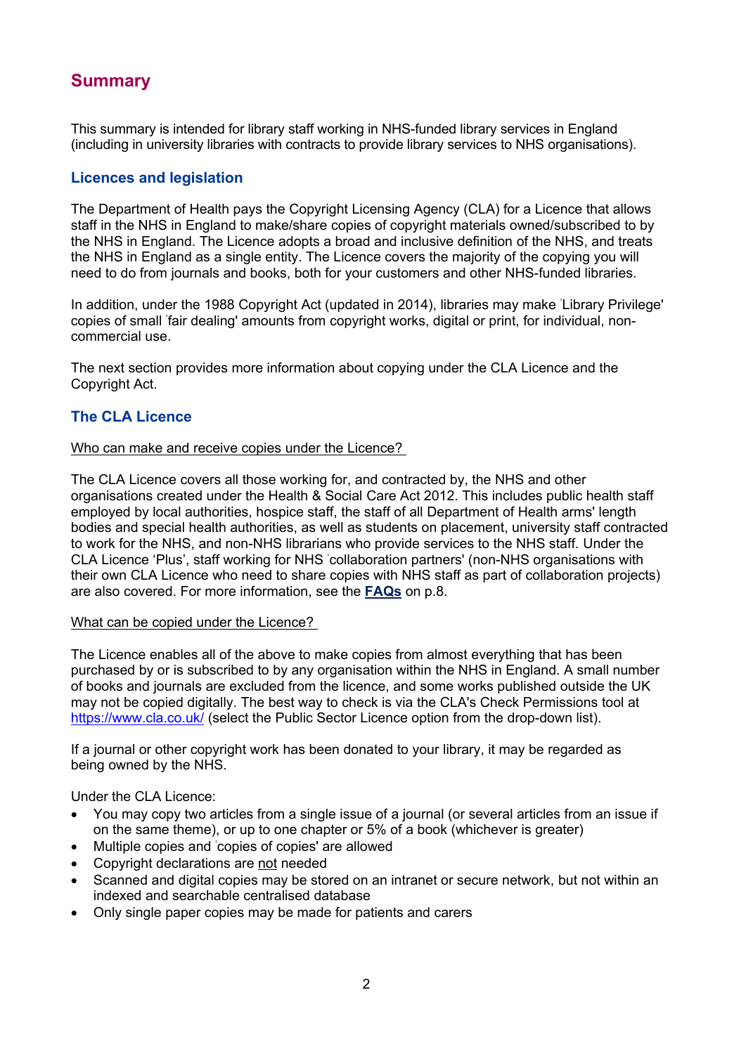## Summary

This summary is intended for library staff working in NHS-funded library services in England (including in university libraries with contracts to provide library services to NHS organisations).

### Licences and legislation

The Department of Health pays the Copyright Licensing Agency (CLA) for a Licence that allows staff in the NHS in England to make/share copies of copyright materials owned/subscribed to by the NHS in England. The Licence adopts a broad and inclusive definition of the NHS, and treats the NHS in England as a single entity. The Licence covers the majority of the copying you will need to do from journals and books, both for your customers and other NHS-funded libraries.

In addition, under the 1988 Copyright Act (updated in 2014), libraries may make 'Library Privilege' copies of small 'fair dealing' amounts from copyright works, digital or print, for individual, non-commercial use.

The next section provides more information about copying under the CLA Licence and the Copyright Act.

### The CLA Licence

Who can make and receive copies under the Licence?

The CLA Licence covers all those working for, and contracted by, the NHS and other organisations created under the Health & Social Care Act 2012. This includes public health staff employed by local authorities, hospice staff, the staff of all Department of Health arms' length bodies and special health authorities, as well as students on placement, university staff contracted to work for the NHS, and non-NHS librarians who provide services to the NHS staff. Under the CLA Licence 'Plus', staff working for NHS 'collaboration partners' (non-NHS organisations with their own CLA Licence who need to share copies with NHS staff as part of collaboration projects) are also covered. For more information, see the **FAQs** on p.8.

What can be copied under the Licence?

The Licence enables all of the above to make copies from almost everything that has been purchased by or is subscribed to by any organisation within the NHS in England. A small number of books and journals are excluded from the licence, and some works published outside the UK may not be copied digitally. The best way to check is via the CLA's Check Permissions tool at https://www.cla.co.uk/ (select the Public Sector Licence option from the drop-down list).

If a journal or other copyright work has been donated to your library, it may be regarded as being owned by the NHS.

Under the CLA Licence:

- You may copy two articles from a single issue of a journal (or several articles from an issue if on the same theme), or up to one chapter or 5% of a book (whichever is greater)
- Multiple copies and 'copies of copies' are allowed
- Copyright declarations are not needed
- Scanned and digital copies may be stored on an intranet or secure network, but not within an indexed and searchable centralised database
- Only single paper copies may be made for patients and carers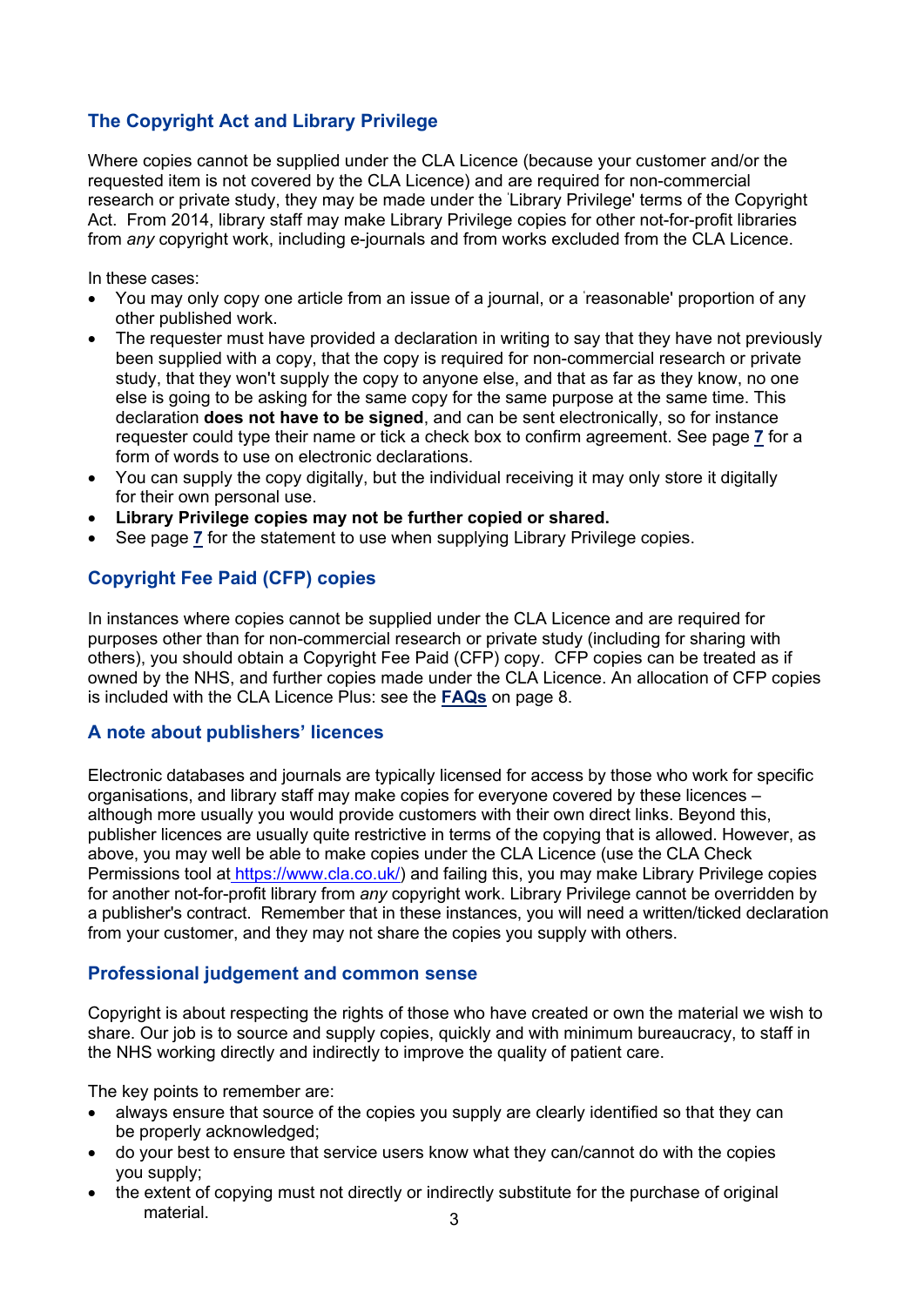## The Copyright Act and Library Privilege

Where copies cannot be supplied under the CLA Licence (because your customer and/or the requested item is not covered by the CLA Licence) and are required for non-commercial research or private study, they may be made under the 'Library Privilege' terms of the Copyright Act. From 2014, library staff may make Library Privilege copies for other not-for-profit libraries from *any* copyright work, including e-journals and from works excluded from the CLA Licence.

In these cases:

- You may only copy one article from an issue of a journal, or a 'reasonable' proportion of any other published work.
- The requester must have provided a declaration in writing to say that they have not previously been supplied with a copy, that the copy is required for non-commercial research or private study, that they won't supply the copy to anyone else, and that as far as they know, no one else is going to be asking for the same copy for the same purpose at the same time. This declaration **does not have to be signed**, and can be sent electronically, so for instance requester could type their name or tick a check box to confirm agreement. See page **7** for a form of words to use on electronic declarations.
- You can supply the copy digitally, but the individual receiving it may only store it digitally for their own personal use.
- **Library Privilege copies may not be further copied or shared.**
- See page **7** for the statement to use when supplying Library Privilege copies.

## Copyright Fee Paid (CFP) copies

In instances where copies cannot be supplied under the CLA Licence and are required for purposes other than for non-commercial research or private study (including for sharing with others), you should obtain a Copyright Fee Paid (CFP) copy. CFP copies can be treated as if owned by the NHS, and further copies made under the CLA Licence. An allocation of CFP copies is included with the CLA Licence Plus: see the **FAQs** on page 8.

## A note about publishers' licences

Electronic databases and journals are typically licensed for access by those who work for specific organisations, and library staff may make copies for everyone covered by these licences – although more usually you would provide customers with their own direct links. Beyond this, publisher licences are usually quite restrictive in terms of the copying that is allowed. However, as above, you may well be able to make copies under the CLA Licence (use the CLA Check Permissions tool at https://www.cla.co.uk/) and failing this, you may make Library Privilege copies for another not-for-profit library from *any* copyright work. Library Privilege cannot be overridden by a publisher's contract. Remember that in these instances, you will need a written/ticked declaration from your customer, and they may not share the copies you supply with others.

## Professional judgement and common sense

Copyright is about respecting the rights of those who have created or own the material we wish to share. Our job is to source and supply copies, quickly and with minimum bureaucracy, to staff in the NHS working directly and indirectly to improve the quality of patient care.

The key points to remember are:

- always ensure that source of the copies you supply are clearly identified so that they can be properly acknowledged;
- do your best to ensure that service users know what they can/cannot do with the copies you supply;
- the extent of copying must not directly or indirectly substitute for the purchase of original material.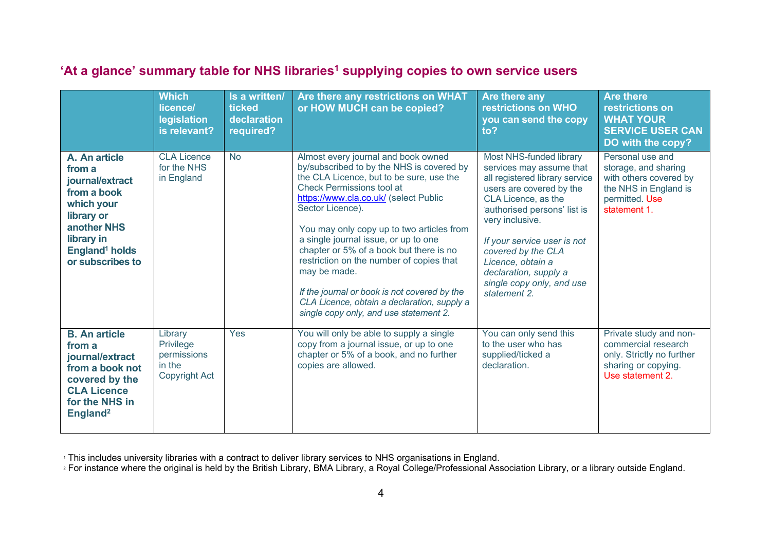## 'At a glance' summary table for NHS libraries[1] supplying copies to own service users

| | Which licence/ legislation is relevant? | Is a written/ ticked declaration required? | Are there any restrictions on WHAT or HOW MUCH can be copied? | Are there any restrictions on WHO you can send the copy to? | Are there restrictions on WHAT YOUR SERVICE USER CAN DO with the copy? |
|---|---|---|---|---|---|
| **A. An article from a journal/extract from a book which your library or another NHS library in England[1] holds or subscribes to** | CLA Licence for the NHS in England | No | Almost every journal and book owned by/subscribed to by the NHS is covered by the CLA Licence, but to be sure, use the Check Permissions tool at https://www.cla.co.uk/ (select Public Sector Licence).<br><br>You may only copy up to two articles from a single journal issue, or up to one chapter or 5% of a book but there is no restriction on the number of copies that may be made.<br><br>*If the journal or book is not covered by the CLA Licence, obtain a declaration, supply a single copy only, and use statement 2.* | Most NHS-funded library services may assume that all registered library service users are covered by the CLA Licence, as the 'authorised persons' list is very inclusive.<br><br>*If your service user is not covered by the CLA Licence, obtain a declaration, supply a single copy only, and use statement 2.* | Personal use and storage, and sharing with others covered by the NHS in England is permitted. Use statement 1. |
| **B. An article from a journal/extract from a book not covered by the CLA Licence for the NHS in England[2]** | Library Privilege permissions in the Copyright Act | Yes | You will only be able to supply a single copy from a journal issue, or up to one chapter or 5% of a book, and no further copies are allowed. | You can only send this to the user who has supplied/ticked a declaration. | Private study and non-commercial research only. Strictly no further sharing or copying. Use statement 2. |

[1] This includes university libraries with a contract to deliver library services to NHS organisations in England.
[2] For instance where the original is held by the British Library, BMA Library, a Royal College/Professional Association Library, or a library outside England.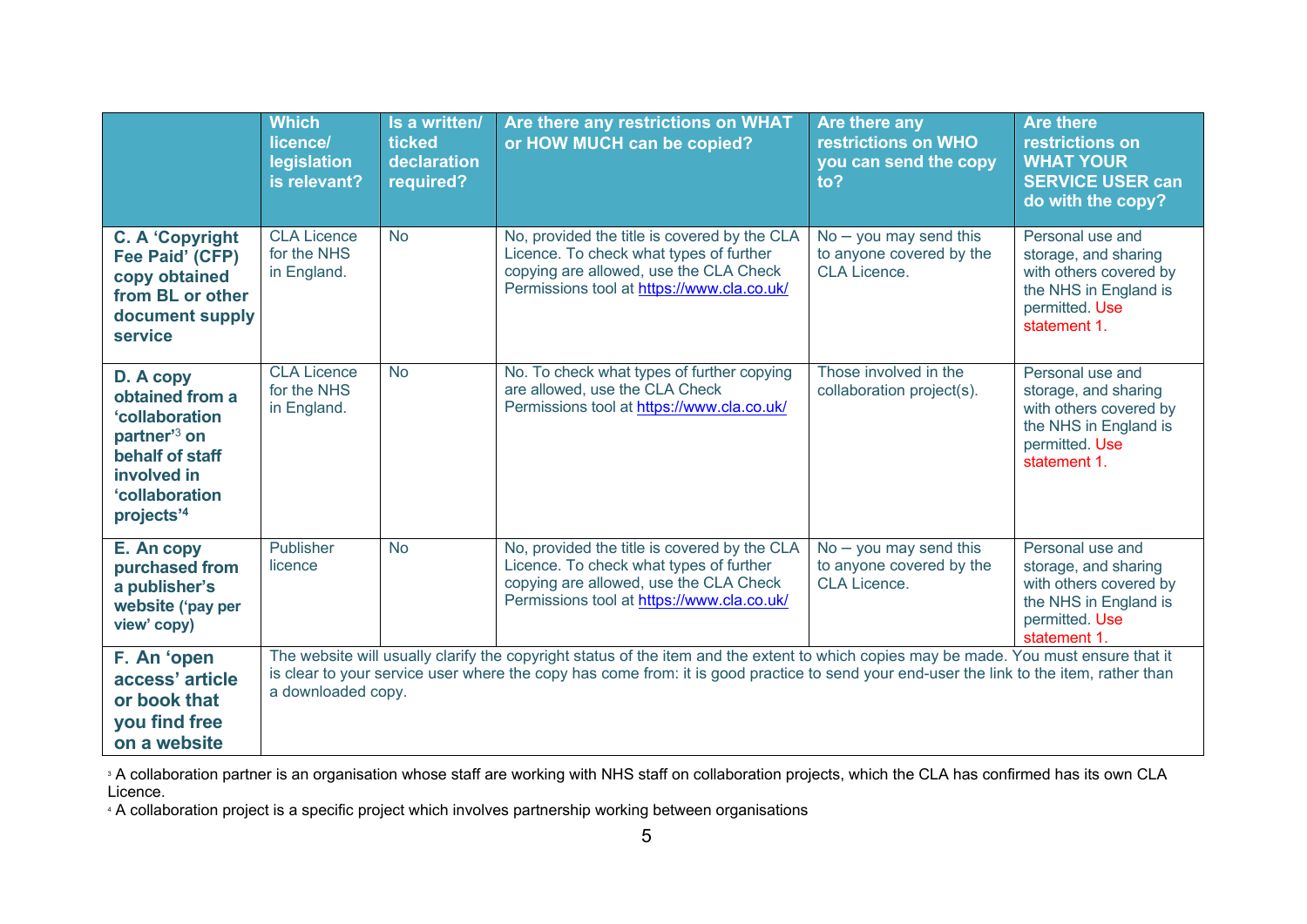| | Which licence/ legislation is relevant? | Is a written/ ticked declaration required? | Are there any restrictions on WHAT or HOW MUCH can be copied? | Are there any restrictions on WHO you can send the copy to? | Are there restrictions on WHAT YOUR SERVICE USER can do with the copy? |
|---|---|---|---|---|---|
| **C. A 'Copyright Fee Paid' (CFP) copy obtained from BL or other document supply service** | CLA Licence for the NHS in England. | No | No, provided the title is covered by the CLA Licence. To check what types of further copying are allowed, use the CLA Check Permissions tool at https://www.cla.co.uk/ | No – you may send this to anyone covered by the CLA Licence. | Personal use and storage, and sharing with others covered by the NHS in England is permitted. Use statement 1. |
| **D. A copy obtained from a 'collaboration partner'[3] on behalf of staff involved in 'collaboration projects'[4]** | CLA Licence for the NHS in England. | No | No. To check what types of further copying are allowed, use the CLA Check Permissions tool at https://www.cla.co.uk/ | Those involved in the collaboration project(s). | Personal use and storage, and sharing with others covered by the NHS in England is permitted. Use statement 1. |
| **E. An copy purchased from a publisher's website ('pay per view' copy)** | Publisher licence | No | No, provided the title is covered by the CLA Licence. To check what types of further copying are allowed, use the CLA Check Permissions tool at https://www.cla.co.uk/ | No – you may send this to anyone covered by the CLA Licence. | Personal use and storage, and sharing with others covered by the NHS in England is permitted. Use statement 1. |
| **F. An 'open access' article or book that you find free on a website** | The website will usually clarify the copyright status of the item and the extent to which copies may be made. You must ensure that it is clear to your service user where the copy has come from: it is good practice to send your end-user the link to the item, rather than a downloaded copy. | | | | |

[3] A collaboration partner is an organisation whose staff are working with NHS staff on collaboration projects, which the CLA has confirmed has its own CLA Licence.

[4] A collaboration project is a specific project which involves partnership working between organisations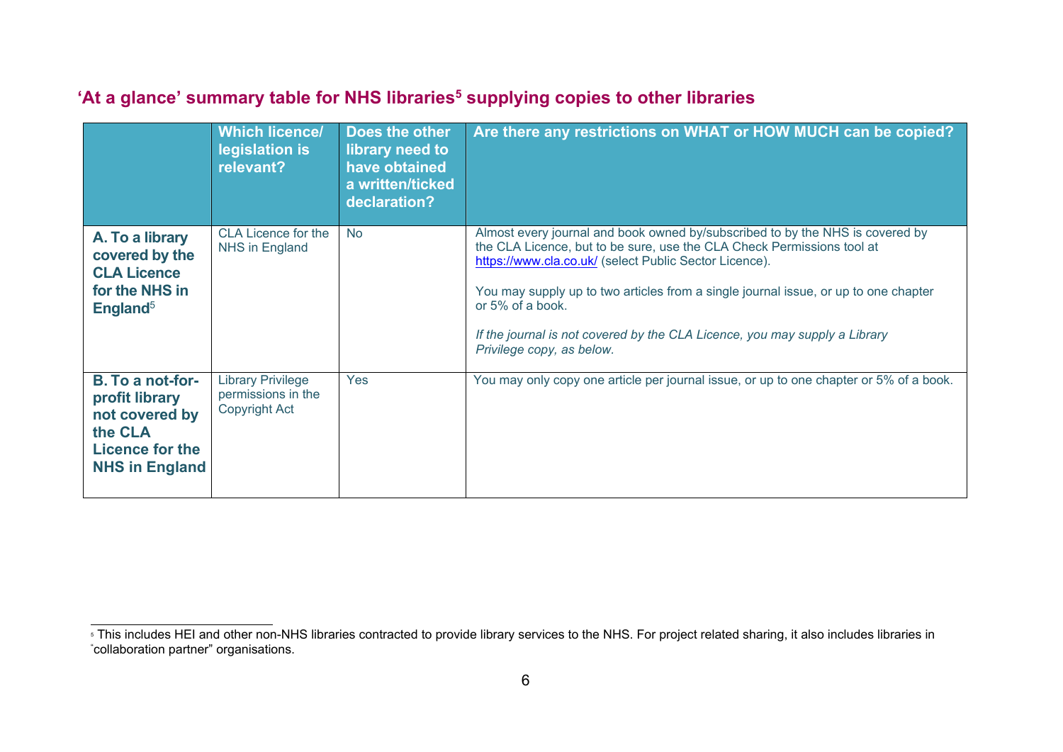## 'At a glance' summary table for NHS libraries[5] supplying copies to other libraries

| | Which licence/ legislation is relevant? | Does the other library need to have obtained a written/ticked declaration? | Are there any restrictions on WHAT or HOW MUCH can be copied? |
|---|---|---|---|
| **A. To a library covered by the CLA Licence for the NHS in England**[5] | CLA Licence for the NHS in England | No | Almost every journal and book owned by/subscribed to by the NHS is covered by the CLA Licence, but to be sure, use the CLA Check Permissions tool at https://www.cla.co.uk/ (select Public Sector Licence).<br><br>You may supply up to two articles from a single journal issue, or up to one chapter or 5% of a book.<br><br>*If the journal is not covered by the CLA Licence, you may supply a Library Privilege copy, as below.* |
| **B. To a not-for-profit library not covered by the CLA Licence for the NHS in England** | Library Privilege permissions in the Copyright Act | Yes | You may only copy one article per journal issue, or up to one chapter or 5% of a book. |

[5] This includes HEI and other non-NHS libraries contracted to provide library services to the NHS. For project related sharing, it also includes libraries in "collaboration partner" organisations.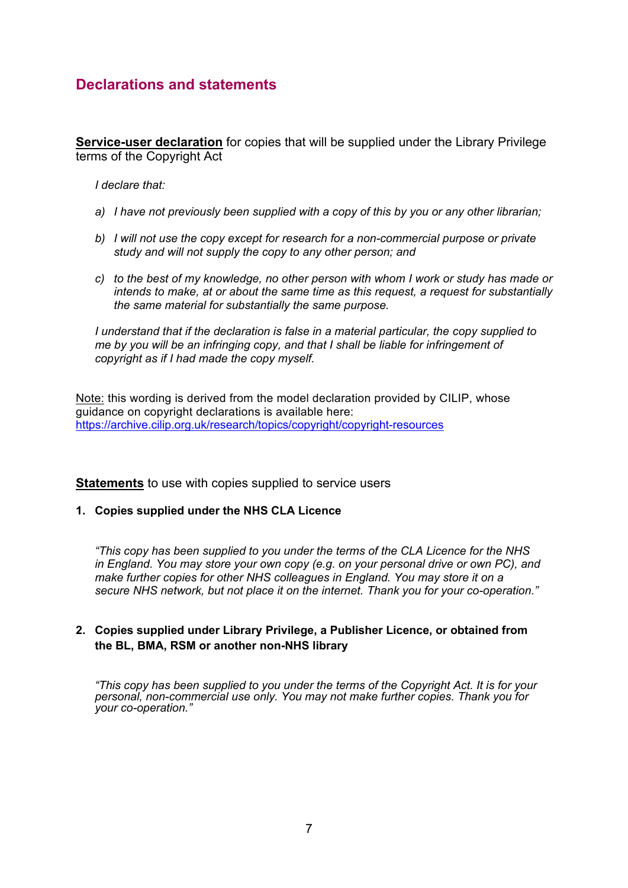## Declarations and statements

**Service-user declaration** for copies that will be supplied under the Library Privilege terms of the Copyright Act

*I declare that:*

*a) I have not previously been supplied with a copy of this by you or any other librarian;*

*b) I will not use the copy except for research for a non-commercial purpose or private study and will not supply the copy to any other person; and*

*c) to the best of my knowledge, no other person with whom I work or study has made or intends to make, at or about the same time as this request, a request for substantially the same material for substantially the same purpose.*

*I understand that if the declaration is false in a material particular, the copy supplied to me by you will be an infringing copy, and that I shall be liable for infringement of copyright as if I had made the copy myself.*

Note: this wording is derived from the model declaration provided by CILIP, whose guidance on copyright declarations is available here: https://archive.cilip.org.uk/research/topics/copyright/copyright-resources

**Statements** to use with copies supplied to service users

**1. Copies supplied under the NHS CLA Licence**

*"This copy has been supplied to you under the terms of the CLA Licence for the NHS in England. You may store your own copy (e.g. on your personal drive or own PC), and make further copies for other NHS colleagues in England. You may store it on a secure NHS network, but not place it on the internet. Thank you for your co-operation."*

**2. Copies supplied under Library Privilege, a Publisher Licence, or obtained from the BL, BMA, RSM or another non-NHS library**

*"This copy has been supplied to you under the terms of the Copyright Act. It is for your personal, non-commercial use only. You may not make further copies. Thank you for your co-operation."*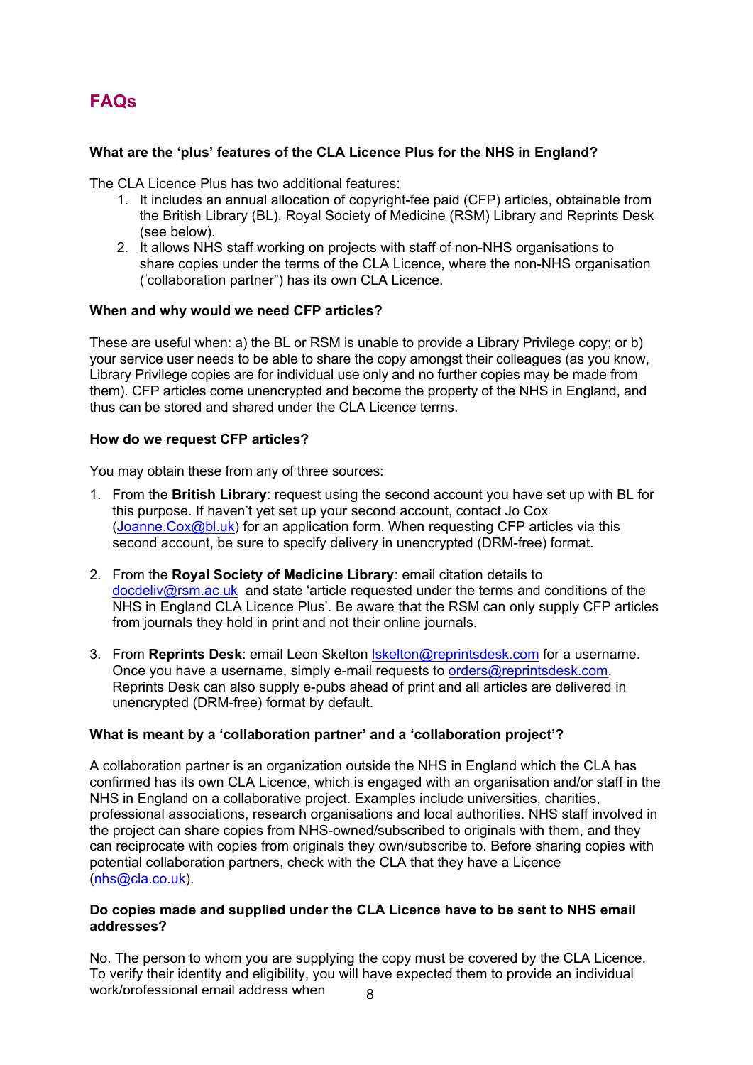## FAQs

**What are the 'plus' features of the CLA Licence Plus for the NHS in England?**

The CLA Licence Plus has two additional features:

1. It includes an annual allocation of copyright-fee paid (CFP) articles, obtainable from the British Library (BL), Royal Society of Medicine (RSM) Library and Reprints Desk (see below).
2. It allows NHS staff working on projects with staff of non-NHS organisations to share copies under the terms of the CLA Licence, where the non-NHS organisation ("collaboration partner") has its own CLA Licence.

**When and why would we need CFP articles?**

These are useful when: a) the BL or RSM is unable to provide a Library Privilege copy; or b) your service user needs to be able to share the copy amongst their colleagues (as you know, Library Privilege copies are for individual use only and no further copies may be made from them). CFP articles come unencrypted and become the property of the NHS in England, and thus can be stored and shared under the CLA Licence terms.

**How do we request CFP articles?**

You may obtain these from any of three sources:

1. From the **British Library**: request using the second account you have set up with BL for this purpose. If haven't yet set up your second account, contact Jo Cox (Joanne.Cox@bl.uk) for an application form. When requesting CFP articles via this second account, be sure to specify delivery in unencrypted (DRM-free) format.

2. From the **Royal Society of Medicine Library**: email citation details to docdeliv@rsm.ac.uk and state 'article requested under the terms and conditions of the NHS in England CLA Licence Plus'. Be aware that the RSM can only supply CFP articles from journals they hold in print and not their online journals.

3. From **Reprints Desk**: email Leon Skelton lskelton@reprintsdesk.com for a username. Once you have a username, simply e-mail requests to orders@reprintsdesk.com. Reprints Desk can also supply e-pubs ahead of print and all articles are delivered in unencrypted (DRM-free) format by default.

**What is meant by a 'collaboration partner' and a 'collaboration project'?**

A collaboration partner is an organization outside the NHS in England which the CLA has confirmed has its own CLA Licence, which is engaged with an organisation and/or staff in the NHS in England on a collaborative project. Examples include universities, charities, professional associations, research organisations and local authorities. NHS staff involved in the project can share copies from NHS-owned/subscribed to originals with them, and they can reciprocate with copies from originals they own/subscribe to. Before sharing copies with potential collaboration partners, check with the CLA that they have a Licence (nhs@cla.co.uk).

**Do copies made and supplied under the CLA Licence have to be sent to NHS email addresses?**

No. The person to whom you are supplying the copy must be covered by the CLA Licence. To verify their identity and eligibility, you will have expected them to provide an individual work/professional email address when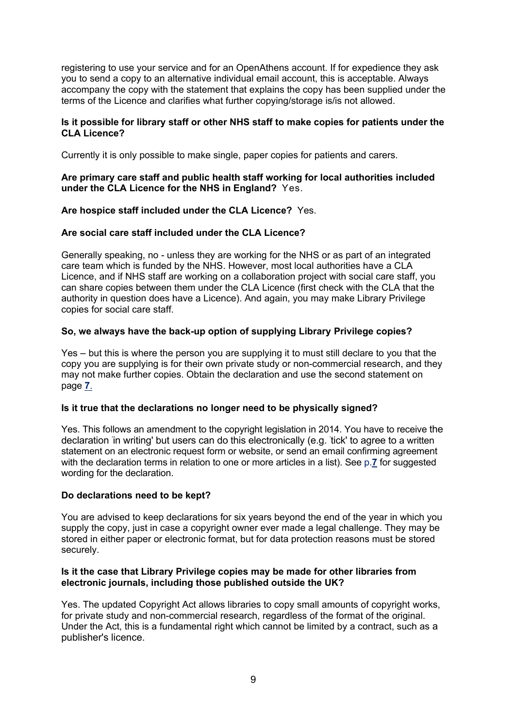registering to use your service and for an OpenAthens account. If for expedience they ask you to send a copy to an alternative individual email account, this is acceptable. Always accompany the copy with the statement that explains the copy has been supplied under the terms of the Licence and clarifies what further copying/storage is/is not allowed.

**Is it possible for library staff or other NHS staff to make copies for patients under the CLA Licence?**

Currently it is only possible to make single, paper copies for patients and carers.

**Are primary care staff and public health staff working for local authorities included under the CLA Licence for the NHS in England?** Yes.

**Are hospice staff included under the CLA Licence?** Yes.

**Are social care staff included under the CLA Licence?**

Generally speaking, no - unless they are working for the NHS or as part of an integrated care team which is funded by the NHS. However, most local authorities have a CLA Licence, and if NHS staff are working on a collaboration project with social care staff, you can share copies between them under the CLA Licence (first check with the CLA that the authority in question does have a Licence). And again, you may make Library Privilege copies for social care staff.

**So, we always have the back-up option of supplying Library Privilege copies?**

Yes – but this is where the person you are supplying it to must still declare to you that the copy you are supplying is for their own private study or non-commercial research, and they may not make further copies. Obtain the declaration and use the second statement on page **7**.

**Is it true that the declarations no longer need to be physically signed?**

Yes. This follows an amendment to the copyright legislation in 2014. You have to receive the declaration 'in writing' but users can do this electronically (e.g. 'tick' to agree to a written statement on an electronic request form or website, or send an email confirming agreement with the declaration terms in relation to one or more articles in a list). See p.**7** for suggested wording for the declaration.

**Do declarations need to be kept?**

You are advised to keep declarations for six years beyond the end of the year in which you supply the copy, just in case a copyright owner ever made a legal challenge. They may be stored in either paper or electronic format, but for data protection reasons must be stored securely.

**Is it the case that Library Privilege copies may be made for other libraries from electronic journals, including those published outside the UK?**

Yes. The updated Copyright Act allows libraries to copy small amounts of copyright works, for private study and non-commercial research, regardless of the format of the original. Under the Act, this is a fundamental right which cannot be limited by a contract, such as a publisher's licence.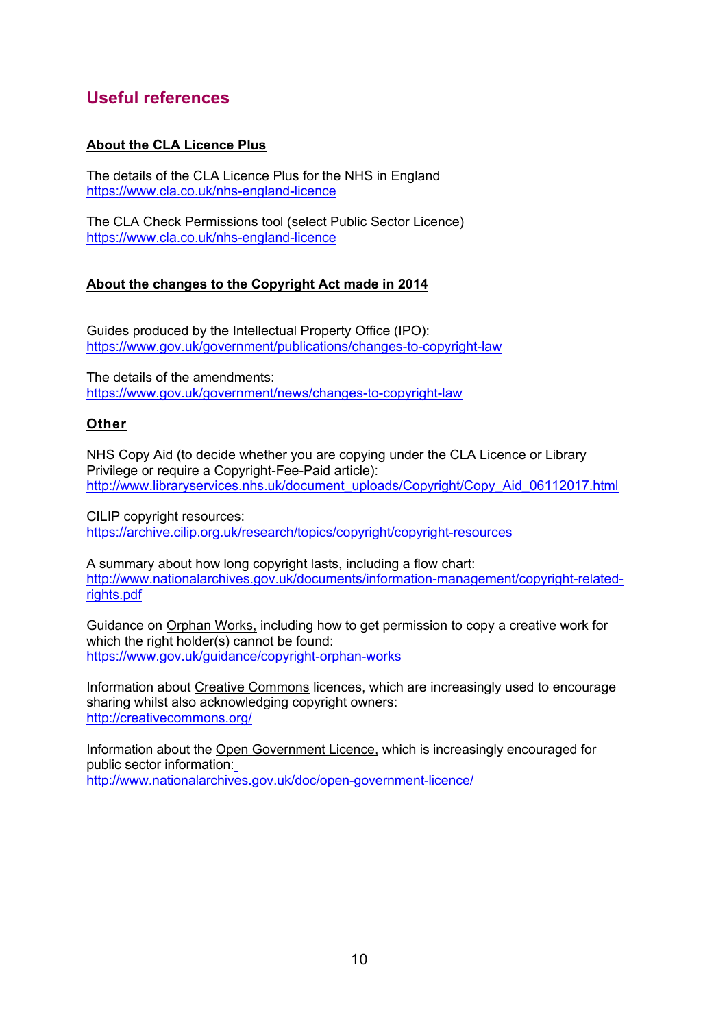## Useful references

### About the CLA Licence Plus

The details of the CLA Licence Plus for the NHS in England
https://www.cla.co.uk/nhs-england-licence

The CLA Check Permissions tool (select Public Sector Licence)
https://www.cla.co.uk/nhs-england-licence

### About the changes to the Copyright Act made in 2014

Guides produced by the Intellectual Property Office (IPO):
https://www.gov.uk/government/publications/changes-to-copyright-law

The details of the amendments:
https://www.gov.uk/government/news/changes-to-copyright-law

### Other

NHS Copy Aid (to decide whether you are copying under the CLA Licence or Library Privilege or require a Copyright-Fee-Paid article):
http://www.libraryservices.nhs.uk/document_uploads/Copyright/Copy_Aid_06112017.html

CILIP copyright resources:
https://archive.cilip.org.uk/research/topics/copyright/copyright-resources

A summary about how long copyright lasts, including a flow chart:
http://www.nationalarchives.gov.uk/documents/information-management/copyright-related-rights.pdf

Guidance on Orphan Works, including how to get permission to copy a creative work for which the right holder(s) cannot be found:
https://www.gov.uk/guidance/copyright-orphan-works

Information about Creative Commons licences, which are increasingly used to encourage sharing whilst also acknowledging copyright owners:
http://creativecommons.org/

Information about the Open Government Licence, which is increasingly encouraged for public sector information:
http://www.nationalarchives.gov.uk/doc/open-government-licence/